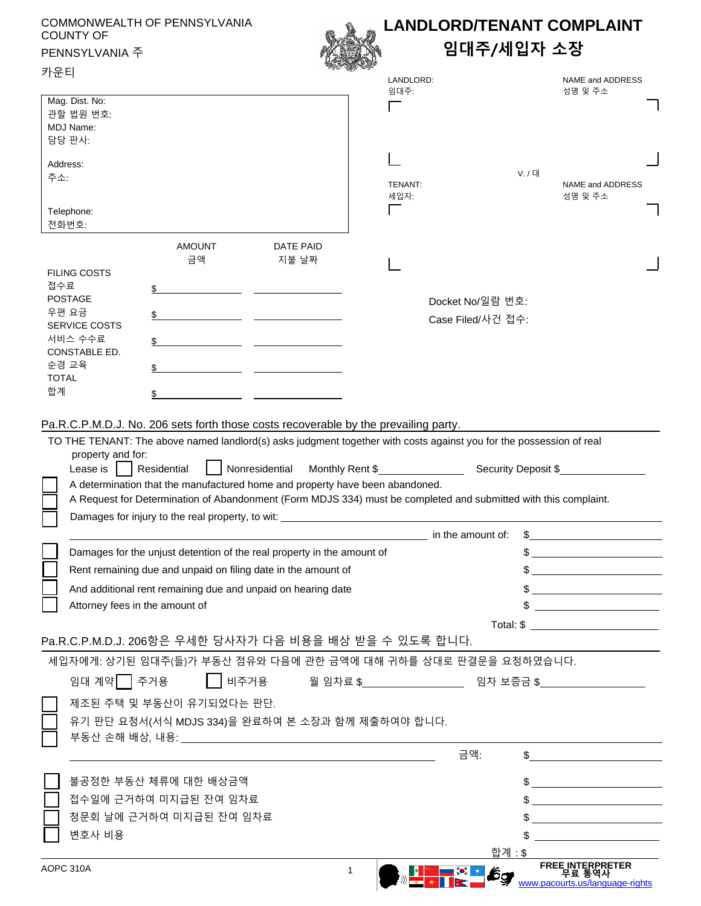COMMONWEALTH OF PENNSYLVANIA
COUNTY OF
PENNSYLVANIA 주
카운티

# LANDLORD/TENANT COMPLAINT
# 임대주/세입자 소장

Mag. Dist. No:
관할 법원 번호:
MDJ Name:
담당 판사:

Address:
주소:

Telephone:
전화번호:

LANDLORD: NAME and ADDRESS
임대주: 성명 및 주소

V. / 대

TENANT: NAME and ADDRESS
세입자: 성명 및 주소

| | AMOUNT 금액 | DATE PAID 지불 날짜 |
|---|---|---|
| FILING COSTS 접수료 | $ | |
| POSTAGE 우편 요금 | $ | |
| SERVICE COSTS 서비스 수수료 | $ | |
| CONSTABLE ED. 순경 교육 | $ | |
| TOTAL 합계 | $ | |

Docket No/일람 번호:
Case Filed/사건 접수:

Pa.R.C.P.M.D.J. No. 206 sets forth those costs recoverable by the prevailing party.

TO THE TENANT: The above named landlord(s) asks judgment together with costs against you for the possession of real property and for:

Lease is ☐ Residential ☐ Nonresidential Monthly Rent $\_\_\_\_\_\_\_\_ Security Deposit $\_\_\_\_\_\_\_\_

☐ A determination that the manufactured home and property have been abandoned.
☐ A Request for Determination of Abandonment (Form MDJS 334) must be completed and submitted with this complaint.
☐ Damages for injury to the real property, to wit: \_\_\_\_\_\_\_\_ in the amount of: $\_\_\_\_\_\_\_\_

☐ Damages for the unjust detention of the real property in the amount of $\_\_\_\_\_\_\_\_
☐ Rent remaining due and unpaid on filing date in the amount of $\_\_\_\_\_\_\_\_
☐ And additional rent remaining due and unpaid on hearing date $\_\_\_\_\_\_\_\_
☐ Attorney fees in the amount of $\_\_\_\_\_\_\_\_

Total: $\_\_\_\_\_\_\_\_

Pa.R.C.P.M.D.J. 206항은 우세한 당사자가 다음 비용을 배상 받을 수 있도록 합니다.

세입자에게: 상기된 임대주(들)가 부동산 점유와 다음에 관한 금액에 대해 귀하를 상대로 판결문을 요청하였습니다.

임대 계약 ☐ 주거용 ☐ 비주거용 월 임차료 $\_\_\_\_\_\_\_\_ 임차 보증금 $\_\_\_\_\_\_\_\_

☐ 제조된 주택 및 부동산이 유기되었다는 판단.
☐ 유기 판단 요청서(서식 MDJS 334)을 완료하여 본 소장과 함께 제출하여야 합니다.
☐ 부동산 손해 배상, 내용: \_\_\_\_\_\_\_\_ 금액: $\_\_\_\_\_\_\_\_

☐ 불공정한 부동산 체류에 대한 배상금액 $\_\_\_\_\_\_\_\_
☐ 접수일에 근거하여 미지급된 잔여 임차료 $\_\_\_\_\_\_\_\_
☐ 청문회 날에 근거하여 미지급된 잔여 임차료 $\_\_\_\_\_\_\_\_
☐ 변호사 비용 $\_\_\_\_\_\_\_\_

합계 : $\_\_\_\_\_\_\_\_

AOPC 310A

FREE INTERPRETER
무료 통역사
www.pacourts.us/language-rights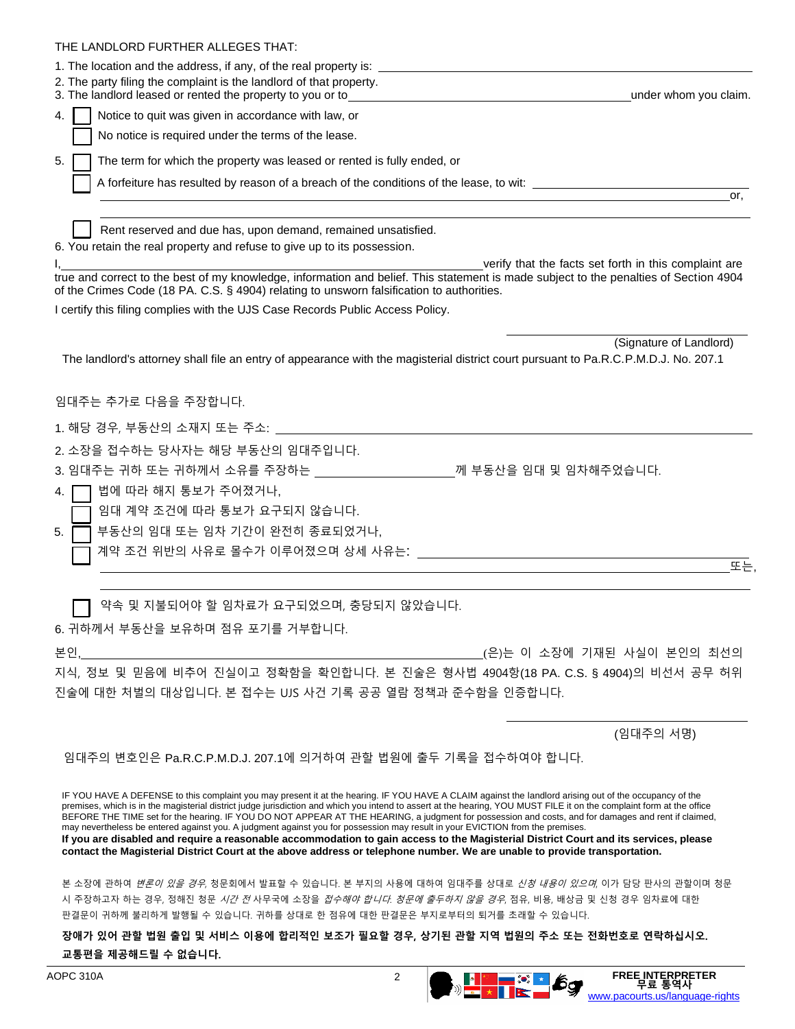THE LANDLORD FURTHER ALLEGES THAT:

1. The location and the address, if any, of the real property is: ______________________________
2. The party filing the complaint is the landlord of that property.
3. The landlord leased or rented the property to you or to ______________________________ under whom you claim.
4. ☐ Notice to quit was given in accordance with law, or
   ☐ No notice is required under the terms of the lease.
5. ☐ The term for which the property was leased or rented is fully ended, or
   ☐ A forfeiture has resulted by reason of a breach of the conditions of the lease, to wit: ______________________________ ______________________________ or,
   ☐ Rent reserved and due has, upon demand, remained unsatisfied.
6. You retain the real property and refuse to give up to its possession.

I, ______________________________ verify that the facts set forth in this complaint are true and correct to the best of my knowledge, information and belief. This statement is made subject to the penalties of Section 4904 of the Crimes Code (18 PA. C.S. § 4904) relating to unsworn falsification to authorities.

I certify this filing complies with the UJS Case Records Public Access Policy.

______________________________
(Signature of Landlord)

The landlord's attorney shall file an entry of appearance with the magisterial district court pursuant to Pa.R.C.P.M.D.J. No. 207.1

임대주는 추가로 다음을 주장합니다.

1. 해당 경우, 부동산의 소재지 또는 주소: ______________________________
2. 소장을 접수하는 당사자는 해당 부동산의 임대주입니다.
3. 임대주는 귀하 또는 귀하께서 소유를 주장하는 ____________________께 부동산을 임대 및 임차해주었습니다.
4. ☐ 법에 따라 해지 통보가 주어졌거나,
   ☐ 임대 계약 조건에 따라 통보가 요구되지 않습니다.
5. ☐ 부동산의 임대 또는 임차 기간이 완전히 종료되었거나,
   ☐ 계약 조건 위반의 사유로 몰수가 이루어졌으며 상세 사유는: ______________________________ ______________________________ 또는,
   ☐ 약속 및 지불되어야 할 임차료가 요구되었으며, 충당되지 않았습니다.
6. 귀하께서 부동산을 보유하며 점유 포기를 거부합니다.

본인, ______________________________(은)는 이 소장에 기재된 사실이 본인의 최선의 지식, 정보 및 믿음에 비추어 진실이고 정확함을 확인합니다. 본 진술은 형사법 4904항(18 PA. C.S. § 4904)의 비선서 공무 허위 진술에 대한 처벌의 대상입니다. 본 접수는 UJS 사건 기록 공공 열람 정책과 준수함을 인증합니다.

______________________________
(임대주의 서명)

임대주의 변호인은 Pa.R.C.P.M.D.J. 207.1에 의거하여 관할 법원에 출두 기록을 접수하여야 합니다.

IF YOU HAVE A DEFENSE to this complaint you may present it at the hearing. IF YOU HAVE A CLAIM against the landlord arising out of the occupancy of the premises, which is in the magisterial district judge jurisdiction and which you intend to assert at the hearing, YOU MUST FILE it on the complaint form at the office BEFORE THE TIME set for the hearing. IF YOU DO NOT APPEAR AT THE HEARING, a judgment for possession and costs, and for damages and rent if claimed, may nevertheless be entered against you. A judgment against you for possession may result in your EVICTION from the premises.

**If you are disabled and require a reasonable accommodation to gain access to the Magisterial District Court and its services, please contact the Magisterial District Court at the above address or telephone number. We are unable to provide transportation.**

본 소장에 관하여 *변론이 있을 경우,* 청문회에서 발표할 수 있습니다. 본 부지의 사용에 대하여 임대주를 상대로 *신청 내용이 있으며,* 이가 담당 판사의 관할이며 청문 시 주장하고자 하는 경우, 정해진 청문 *시간 전* 사무국에 소장을 *접수해야 합니다. 청문에 출두하지 않을 경우,* 점유, 비용, 배상금 및 신청 경우 임차료에 대한 판결문이 귀하께 불리하게 발행될 수 있습니다. 귀하를 상대로 한 점유에 대한 판결문은 부지로부터의 퇴거를 초래할 수 있습니다.

**장애가 있어 관할 법원 출입 및 서비스 이용에 합리적인 보조가 필요할 경우, 상기된 관할 지역 법원의 주소 또는 전화번호로 연락하십시오. 교통편을 제공해드릴 수 없습니다.**

AOPC 310A

FREE INTERPRETER
무료 통역사
www.pacourts.us/language-rights